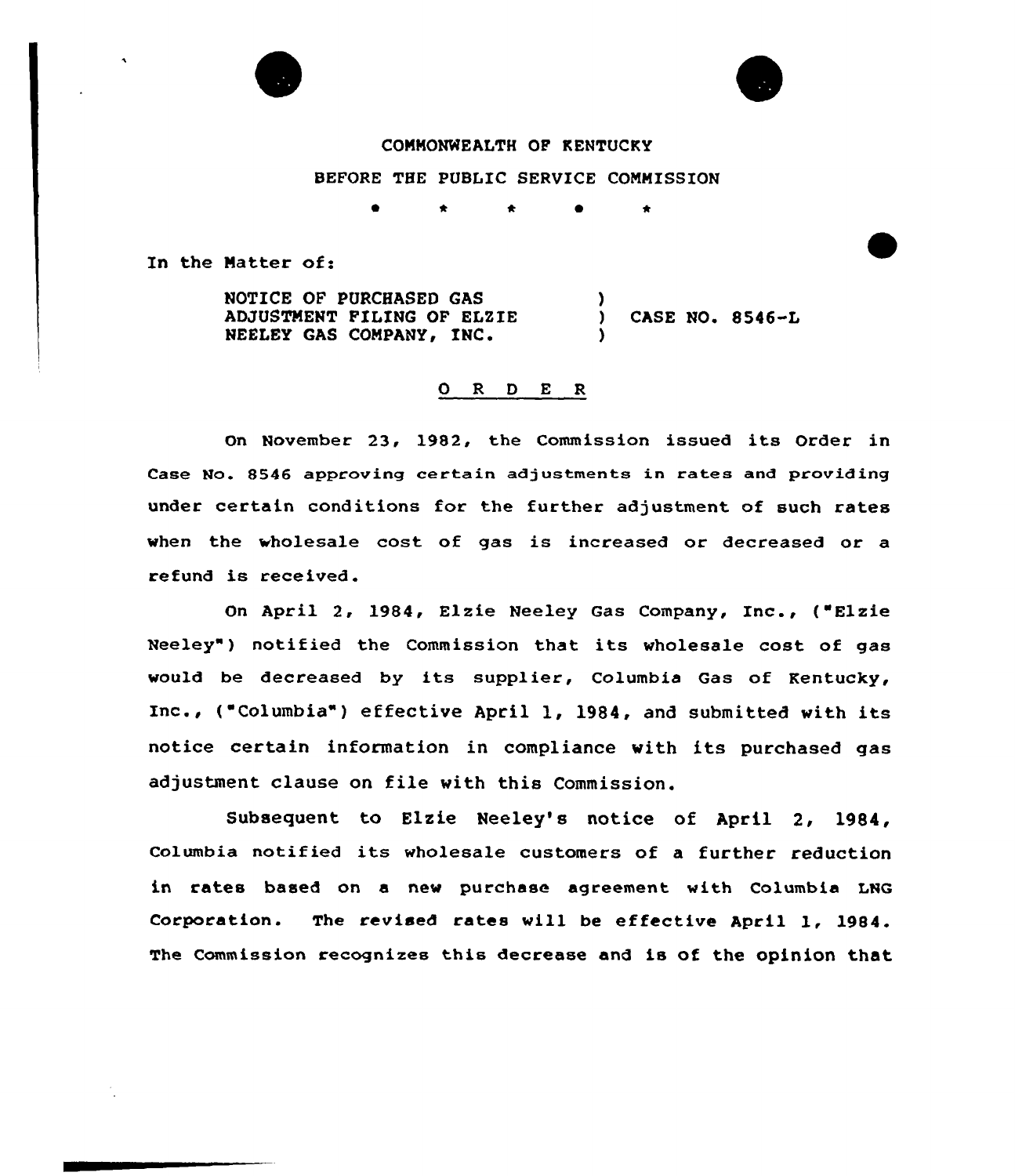COMMONWEALTH OF KENTUCKY

BEFORE THE PUBLIC SERVICE COMMISSION

\* \* \* \* \*

In the Matter of:

NOTICE OF PURCHASED GAS ADJUSTMENT FILING OF ELZIE NEELEY GAS COMPANY, INC. ) CASE NO. 8546-L

O R D E R

On November 23, 1982, the Commission issued its Order in Case No. 8546 approving certain adjustments in rates and providing under certain conditions for the further adjustment of such rates when the wholesale cost of gas is increased or decreased or a refund is received.

On April 2, 1984, Elzie Neeley Gas Company, Inc., ("Elzie Neeley") notified the Commission that its wholesale cost of gas would be decreased by its supplier, Columbia Gas of Kentucky, Inc., ("Columbia") effective April 1, 1984, and submitted with its notice certain information in compliance with its purchased gas adjustment clause on file with this Commission.

Subsequent to Elzie Neeley's notice of April 2, 1984, Columbia notified its wholesale customers of a further reduction in rates based on a new purchase agreement with Columbia LNG Corporation. The revised rates will be effective April 1, 1984. The Commission recognizes this decrease and is of the opinion that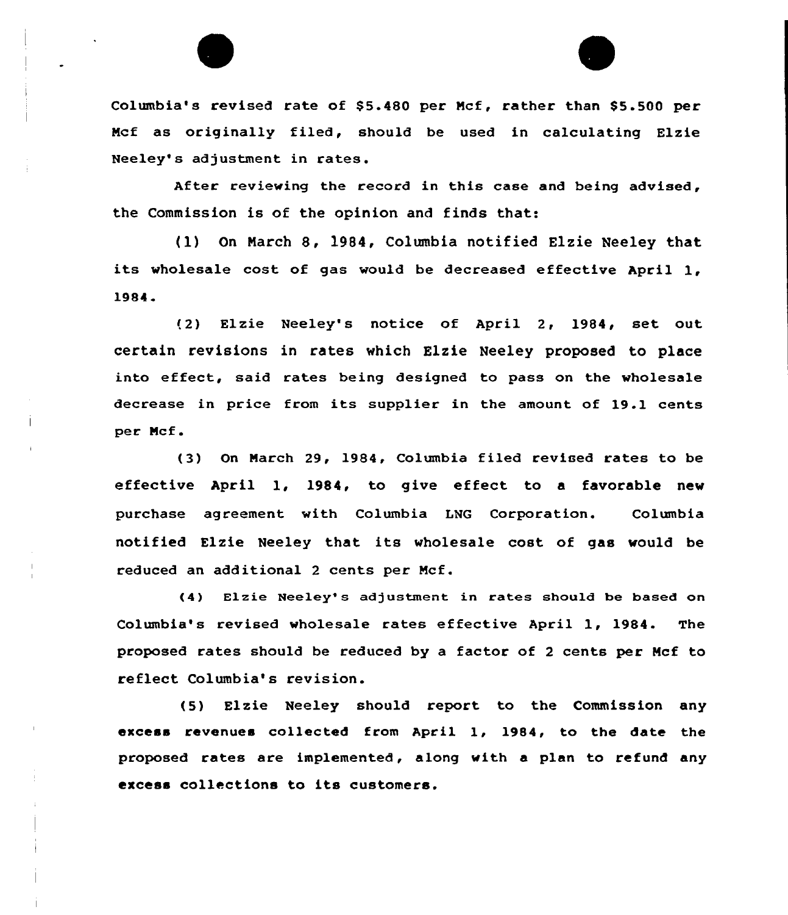Columbia's revised rate of $5.480 per Mcf, rather than $5.500 per Mcf as originally filed, should be used in calculating Elzie Neeley's adjustment in rates.

After reviewing the record in this case and being advised, the Commission is of the opinion and finds that:

(1) On March 8, 1984, Columbia notified Elzie Neeley that its wholesale cost of gas would be decreased effective April 1, 1984.

(2) Elzie Neeley's notice of April 2, 1984, set out certain revisions in rates which Elzie Neeley proposed to place into effect, said rates being designed to pass on the wholesale decrease in price from its supplier in the amount of 19.1 cents per Mcf.

(3) On March 29, 1984, Columbia filed revised rates to be effective April 1, 1984, to give effect to a favorable new purchase agreement with Columbia LNG Corporation. Columbia notified Elzie Neeley that its wholesale cost of gas would be reduced an additional 2 cents per Mcf.

(4) Elzie Neeley's adjustment in rates should be based on Columbia's revised wholesale rates effective April 1, 1984. The proposed rates should be reduced by a factor of 2 cents per Mcf to reflect Columbia's revision.

(5) Elzie Neeley should report to the Commission any excess revenues collected from April 1, 1984, to the date the proposed rates are implemented, along with a plan to refund any excess collections to its customers.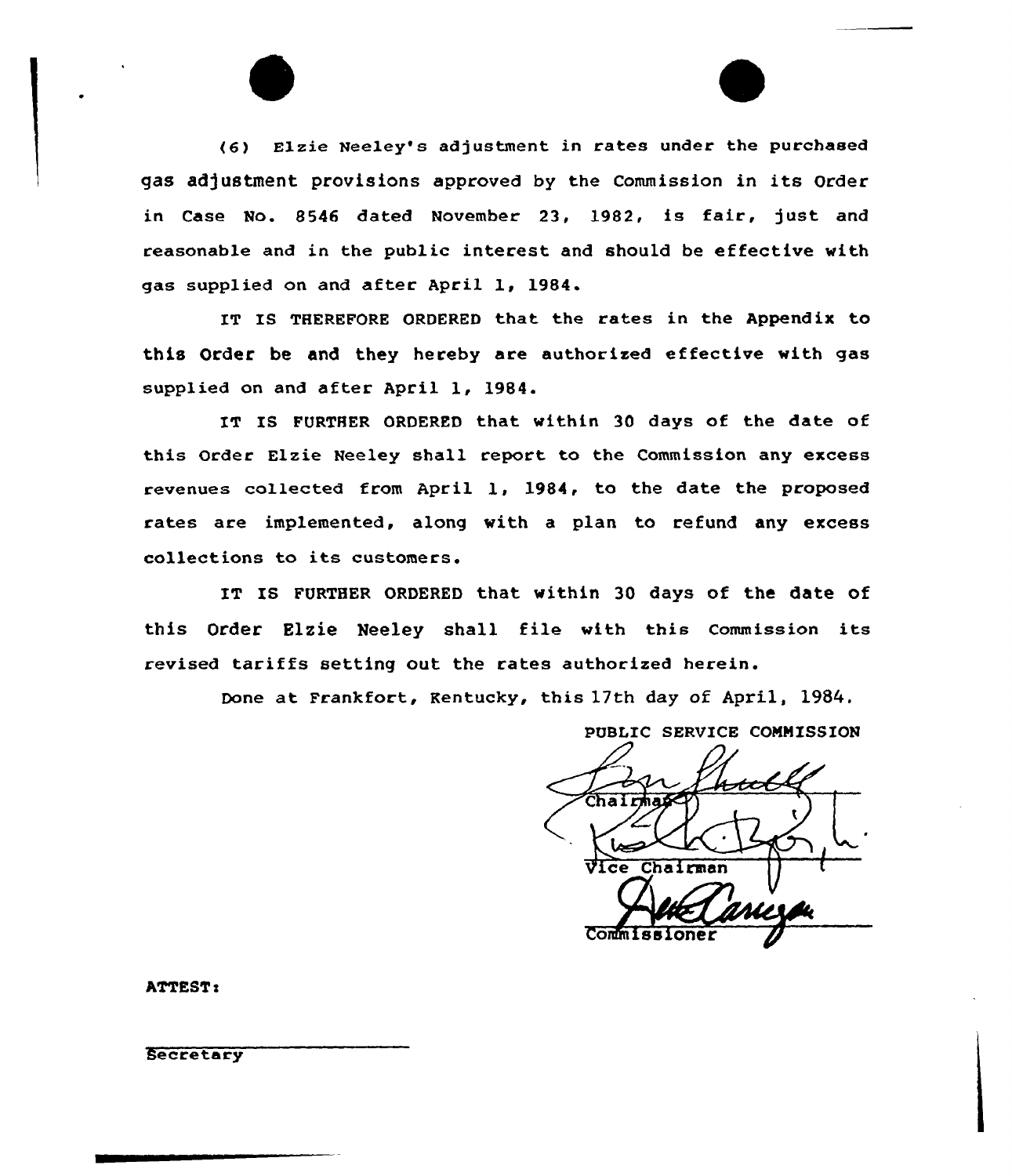(6) Elzie Neeley's adjustment in rates under the purchased gas adjustment provisions approved by the Commission in its Order in Case No. 8546 dated November 23, 1982, is fair, just and reasonable and in the public interest and should be effective with gas supplied on and after April 1, 1984.

IT IS THEREFORE ORDERED that the rates in the Appendix to this Order be and they hereby are authorized effective with gas supplied on and after April 1, 1984.

IT IS FURTHER ORDERED that within 30 days of the date of this Order Elzie Neeley shall report to the Commission any excess revenues collected from April 1, 1984, to the date the proposed rates are implemented, along with a plan to refund any excess collections to its customers.

IT IS FURTHER ORDERED that within 30 days of the date of this Order Elzie Neeley shall file with this Commission its revised tariffs setting out the rates authorized herein.

Done at Frankfort, Kentucky, this 17th day of April, 1984.

PUBLIC SERVICE COMMISSION

Chairman

Vice Chairman

Commissioner

ATTEST:

Secretary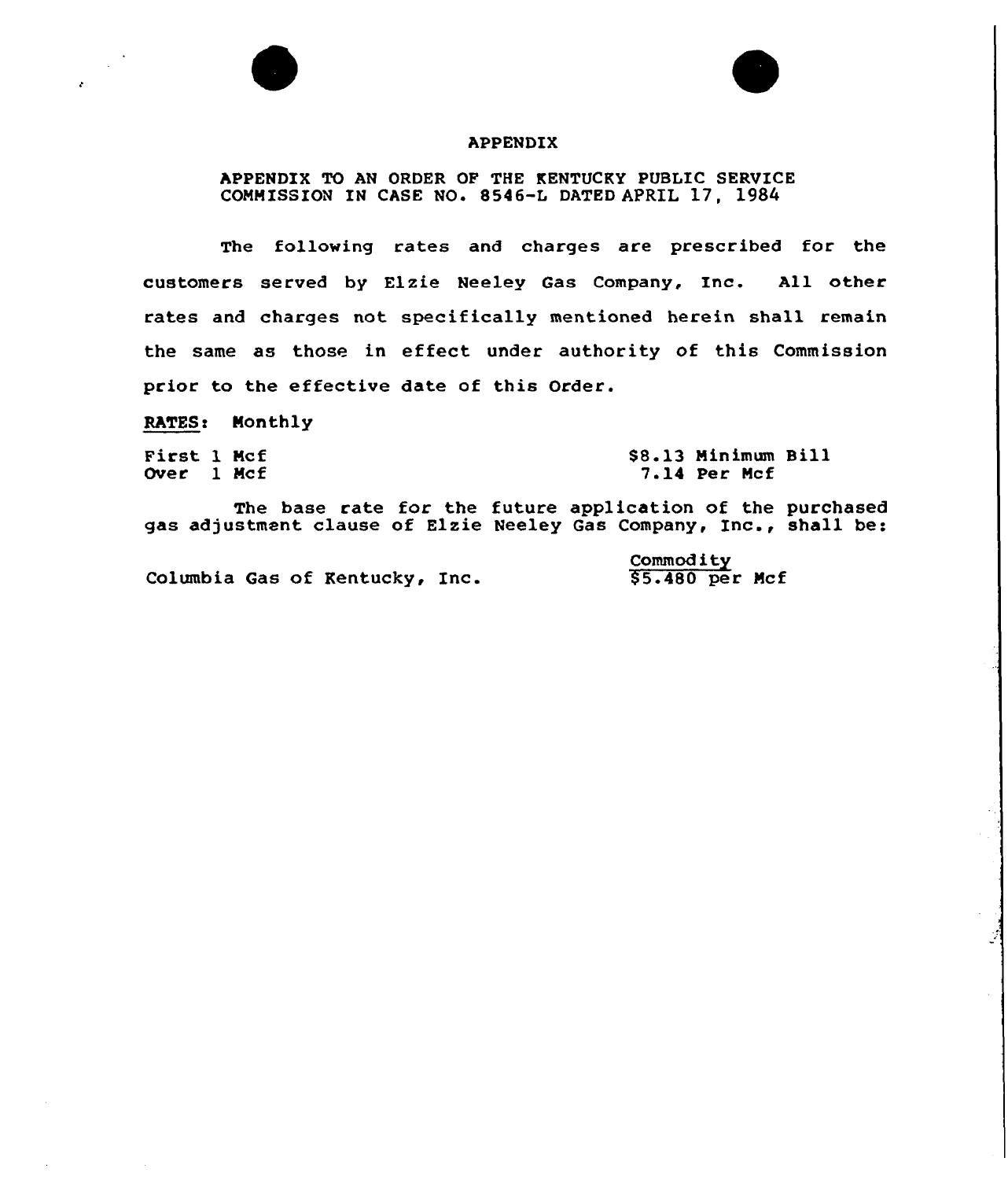# APPENDIX

APPENDIX TO AN ORDER OF THE KENTUCKY PUBLIC SERVICE COMMISSION IN CASE NO. 8546-L DATED APRIL 17, 1984

The following rates and charges are prescribed for the customers served by Elzie Neeley Gas Company, Inc. All other rates and charges not specifically mentioned herein shall remain the same as those in effect under authority of this Commission prior to the effective date of this Order.

**RATES:** Monthly

| | |
|---|---|
| First 1 Mcf | $8.13 Minimum Bill |
| Over 1 Mcf | 7.14 Per Mcf |

The base rate for the future application of the purchased gas adjustment clause of Elzie Neeley Gas Company, Inc., shall be:

| | Commodity |
|---|---|
| Columbia Gas of Kentucky, Inc. | $5.480 per Mcf |